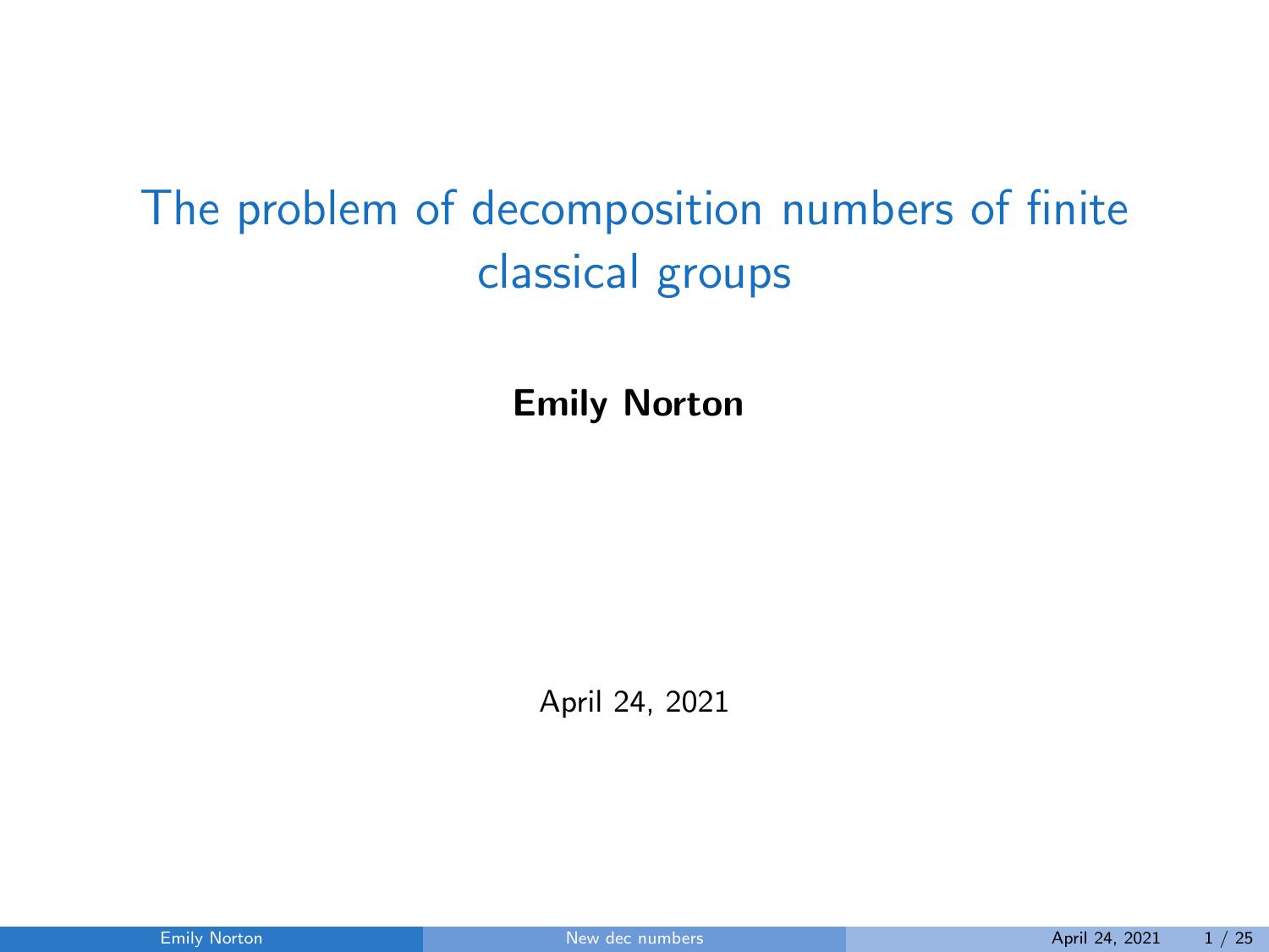# The problem of decomposition numbers of finite classical groups

**Emily Norton**

April 24, 2021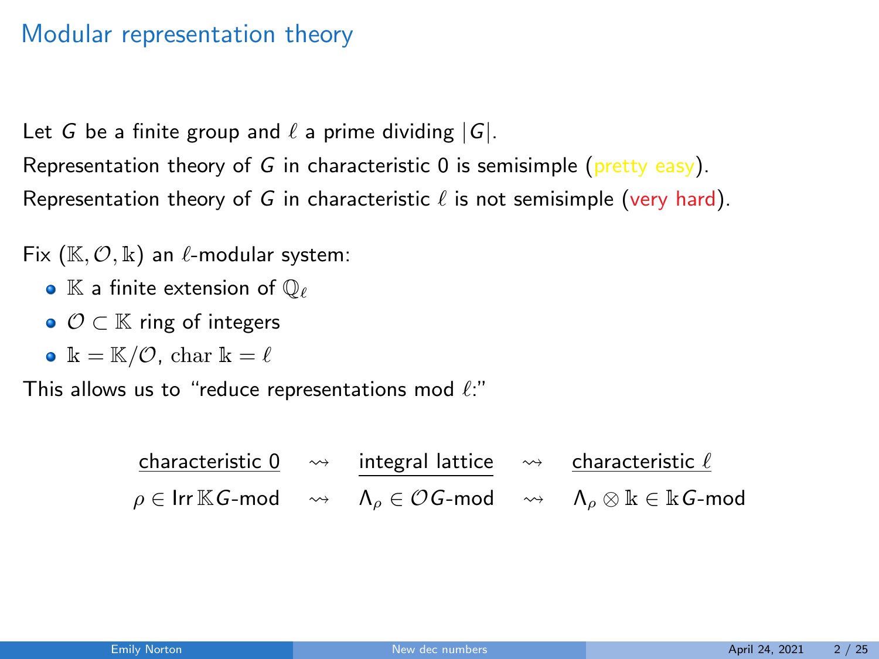# Modular representation theory

Let $G$ be a finite group and $\ell$ a prime dividing $|G|$.

Representation theory of $G$ in characteristic 0 is semisimple (pretty easy).

Representation theory of $G$ in characteristic $\ell$ is not semisimple (very hard).

Fix $(\mathbb{K}, \mathcal{O}, \Bbbk)$ an $\ell$-modular system:

- $\mathbb{K}$ a finite extension of $\mathbb{Q}_\ell$
- $\mathcal{O} \subset \mathbb{K}$ ring of integers
- $\Bbbk = \mathbb{K}/\mathcal{O}$, $\mathrm{char}\, \Bbbk = \ell$

This allows us to "reduce representations mod $\ell$:"

| characteristic 0 | | integral lattice | | characteristic $\ell$ |
|---|---|---|---|---|
| $\rho \in \mathrm{Irr}\, \mathbb{K}G\text{-mod}$ | $\rightsquigarrow$ | $\Lambda_\rho \in \mathcal{O}G\text{-mod}$ | $\rightsquigarrow$ | $\Lambda_\rho \otimes \Bbbk \in \Bbbk G\text{-mod}$ |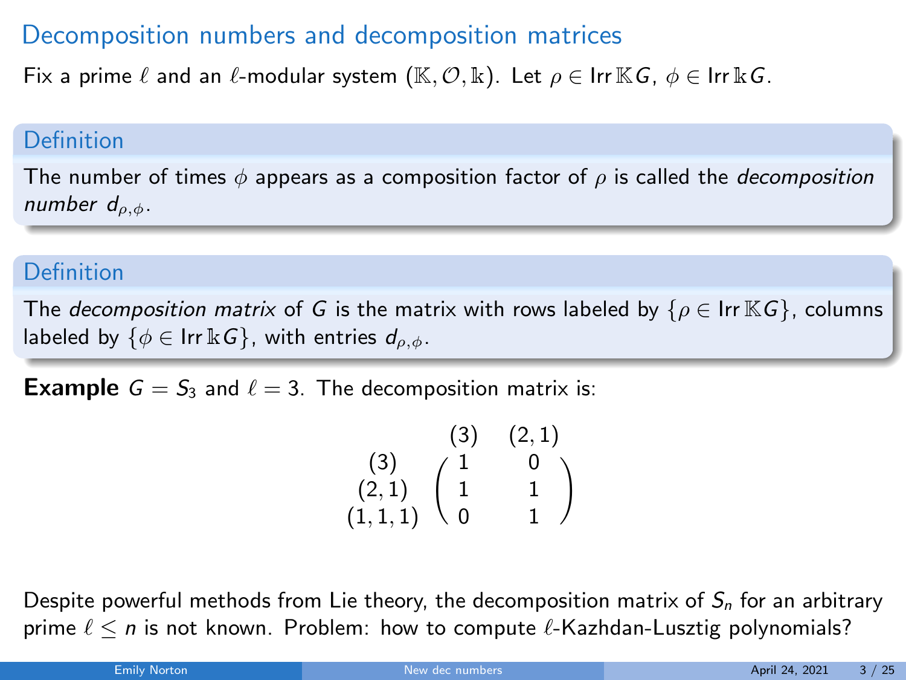# Decomposition numbers and decomposition matrices

Fix a prime $\ell$ and an $\ell$-modular system $(\mathbb{K}, \mathcal{O}, \Bbbk)$. Let $\rho \in \operatorname{Irr} \mathbb{K}G$, $\phi \in \operatorname{Irr} \Bbbk G$.

### Definition

The number of times $\phi$ appears as a composition factor of $\rho$ is called the *decomposition number* $d_{\rho,\phi}$.

### Definition

The *decomposition matrix* of $G$ is the matrix with rows labeled by $\{\rho \in \operatorname{Irr} \mathbb{K}G\}$, columns labeled by $\{\phi \in \operatorname{Irr} \Bbbk G\}$, with entries $d_{\rho,\phi}$.

**Example** $G = S_3$ and $\ell = 3$. The decomposition matrix is:

$$\begin{array}{c} \\ (3) \\ (2,1) \\ (1,1,1) \end{array} \begin{array}{c} \begin{array}{cc} (3) & (2,1) \end{array} \\ \begin{pmatrix} 1 & 0 \\ 1 & 1 \\ 0 & 1 \end{pmatrix} \end{array}$$

Despite powerful methods from Lie theory, the decomposition matrix of $S_n$ for an arbitrary prime $\ell \leq n$ is not known. Problem: how to compute $\ell$-Kazhdan-Lusztig polynomials?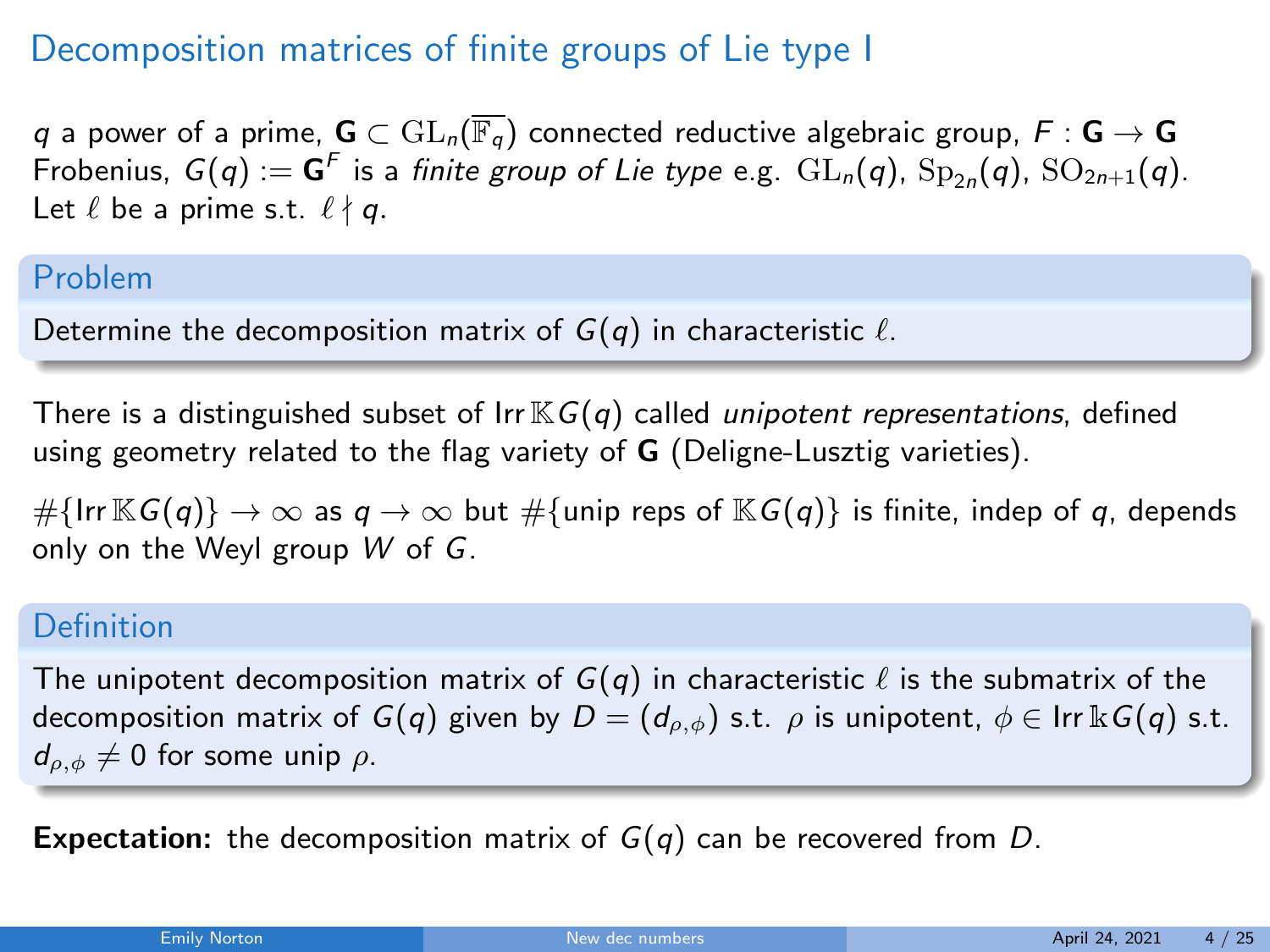# Decomposition matrices of finite groups of Lie type I

$q$ a power of a prime, $\mathbf{G} \subset \mathrm{GL}_n(\overline{\mathbb{F}_q})$ connected reductive algebraic group, $F : \mathbf{G} \to \mathbf{G}$ Frobenius, $G(q) := \mathbf{G}^F$ is a *finite group of Lie type* e.g. $\mathrm{GL}_n(q)$, $\mathrm{Sp}_{2n}(q)$, $\mathrm{SO}_{2n+1}(q)$. Let $\ell$ be a prime s.t. $\ell \nmid q$.

## Problem

Determine the decomposition matrix of $G(q)$ in characteristic $\ell$.

There is a distinguished subset of $\mathrm{Irr}\,\mathbb{K}G(q)$ called *unipotent representations*, defined using geometry related to the flag variety of $\mathbf{G}$ (Deligne-Lusztig varieties).

$\#\{\mathrm{Irr}\,\mathbb{K}G(q)\} \to \infty$ as $q \to \infty$ but $\#\{\text{unip reps of } \mathbb{K}G(q)\}$ is finite, indep of $q$, depends only on the Weyl group $W$ of $G$.

## Definition

The unipotent decomposition matrix of $G(q)$ in characteristic $\ell$ is the submatrix of the decomposition matrix of $G(q)$ given by $D = (d_{\rho,\phi})$ s.t. $\rho$ is unipotent, $\phi \in \mathrm{Irr}\,\Bbbk G(q)$ s.t. $d_{\rho,\phi} \neq 0$ for some unip $\rho$.

**Expectation:** the decomposition matrix of $G(q)$ can be recovered from $D$.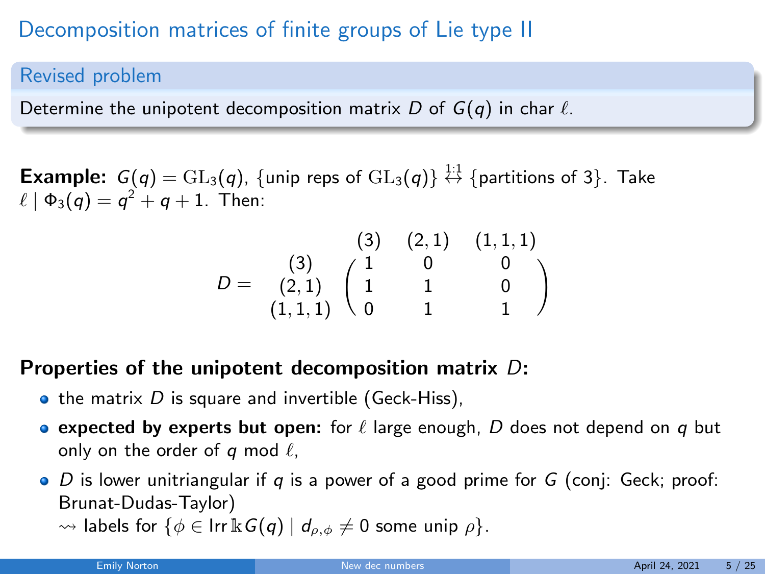# Decomposition matrices of finite groups of Lie type II

## Revised problem

Determine the unipotent decomposition matrix $D$ of $G(q)$ in char $\ell$.

**Example:** $G(q) = \mathrm{GL}_3(q)$, $\{$unip reps of $\mathrm{GL}_3(q)\} \overset{1:1}{\leftrightarrow} \{$partitions of 3$\}$. Take $\ell \mid \Phi_3(q) = q^2 + q + 1$. Then:

$$D = \begin{array}{c} \\ (3) \\ (2,1) \\ (1,1,1) \end{array} \begin{array}{c} \begin{array}{ccc} (3) & (2,1) & (1,1,1) \end{array} \\ \begin{pmatrix} 1 & 0 & 0 \\ 1 & 1 & 0 \\ 0 & 1 & 1 \end{pmatrix} \end{array}$$

**Properties of the unipotent decomposition matrix $D$:**

- the matrix $D$ is square and invertible (Geck-Hiss),
- **expected by experts but open:** for $\ell$ large enough, $D$ does not depend on $q$ but only on the order of $q$ mod $\ell$,
- $D$ is lower unitriangular if $q$ is a power of a good prime for $G$ (conj: Geck; proof: Brunat-Dudas-Taylor)
  $\rightsquigarrow$ labels for $\{\phi \in \mathrm{Irr}\, \Bbbk G(q) \mid d_{\rho,\phi} \neq 0 \text{ some unip } \rho\}$.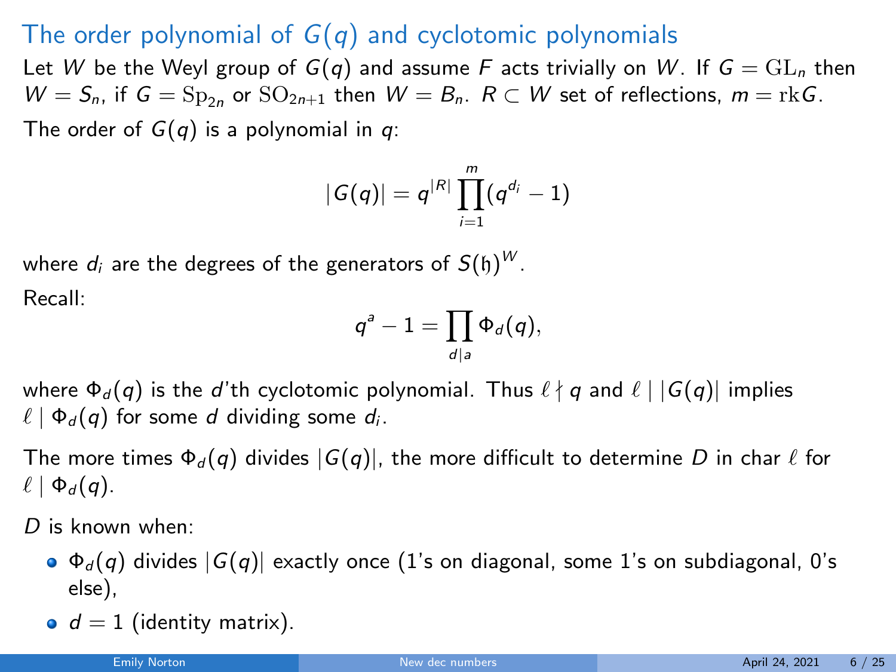# The order polynomial of $G(q)$ and cyclotomic polynomials

Let $W$ be the Weyl group of $G(q)$ and assume $F$ acts trivially on $W$. If $G = \mathrm{GL}_n$ then $W = S_n$, if $G = \mathrm{Sp}_{2n}$ or $\mathrm{SO}_{2n+1}$ then $W = B_n$. $R \subset W$ set of reflections, $m = \mathrm{rk} G$.

The order of $G(q)$ is a polynomial in $q$:

$$|G(q)| = q^{|R|} \prod_{i=1}^{m} (q^{d_i} - 1)$$

where $d_i$ are the degrees of the generators of $S(\mathfrak{h})^W$.

Recall:

$$q^a - 1 = \prod_{d|a} \Phi_d(q),$$

where $\Phi_d(q)$ is the $d$'th cyclotomic polynomial. Thus $\ell \nmid q$ and $\ell \mid |G(q)|$ implies $\ell \mid \Phi_d(q)$ for some $d$ dividing some $d_i$.

The more times $\Phi_d(q)$ divides $|G(q)|$, the more difficult to determine $D$ in char $\ell$ for $\ell \mid \Phi_d(q)$.

$D$ is known when:

- $\Phi_d(q)$ divides $|G(q)|$ exactly once (1's on diagonal, some 1's on subdiagonal, 0's else),
- $d = 1$ (identity matrix).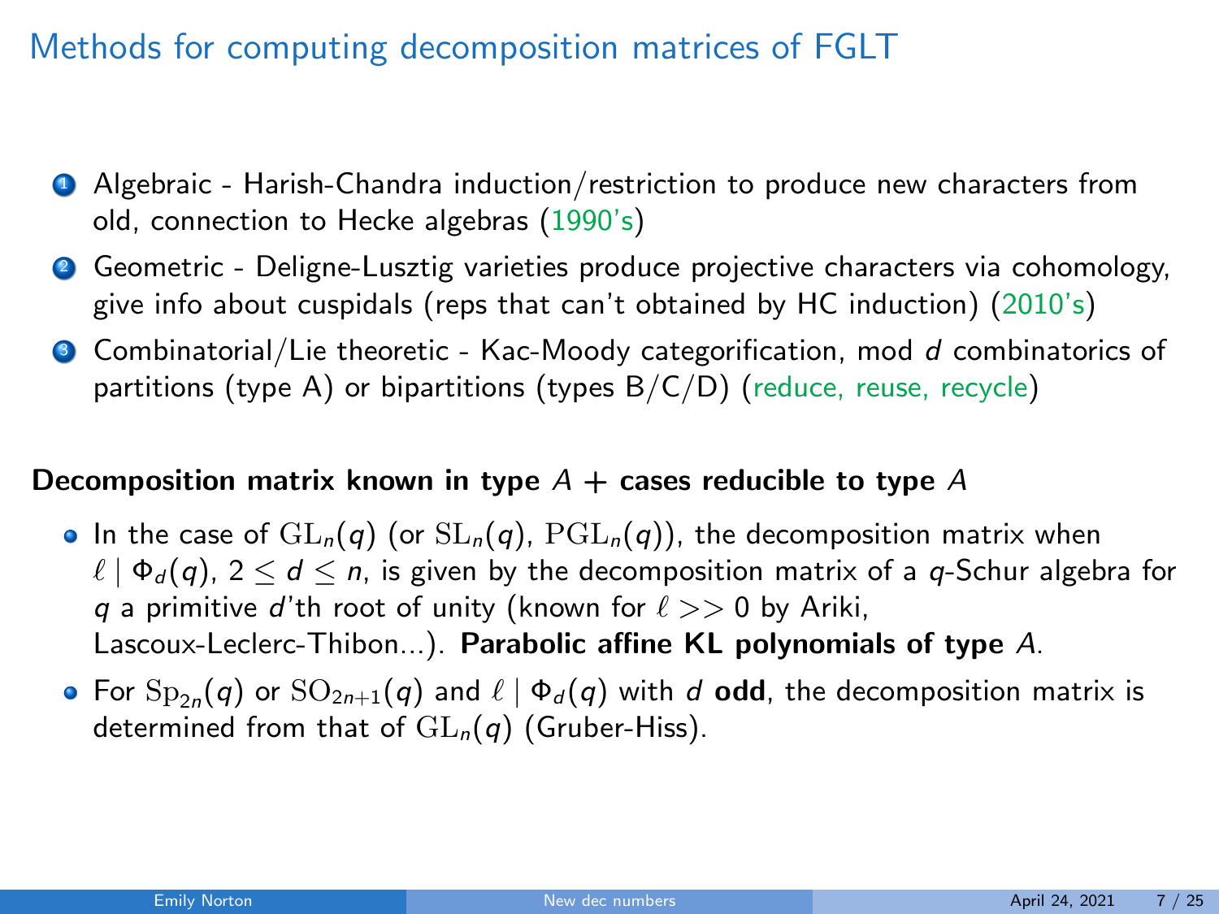# Methods for computing decomposition matrices of FGLT

1. Algebraic - Harish-Chandra induction/restriction to produce new characters from old, connection to Hecke algebras (1990's)
2. Geometric - Deligne-Lusztig varieties produce projective characters via cohomology, give info about cuspidals (reps that can't obtained by HC induction) (2010's)
3. Combinatorial/Lie theoretic - Kac-Moody categorification, mod $d$ combinatorics of partitions (type A) or bipartitions (types B/C/D) (reduce, reuse, recycle)

**Decomposition matrix known in type $A$ + cases reducible to type $A$**

- In the case of $\mathrm{GL}_n(q)$ (or $\mathrm{SL}_n(q)$, $\mathrm{PGL}_n(q)$), the decomposition matrix when $\ell \mid \Phi_d(q)$, $2 \leq d \leq n$, is given by the decomposition matrix of a $q$-Schur algebra for $q$ a primitive $d$'th root of unity (known for $\ell >> 0$ by Ariki, Lascoux-Leclerc-Thibon...). **Parabolic affine KL polynomials of type $A$.**
- For $\mathrm{Sp}_{2n}(q)$ or $\mathrm{SO}_{2n+1}(q)$ and $\ell \mid \Phi_d(q)$ with $d$ **odd**, the decomposition matrix is determined from that of $\mathrm{GL}_n(q)$ (Gruber-Hiss).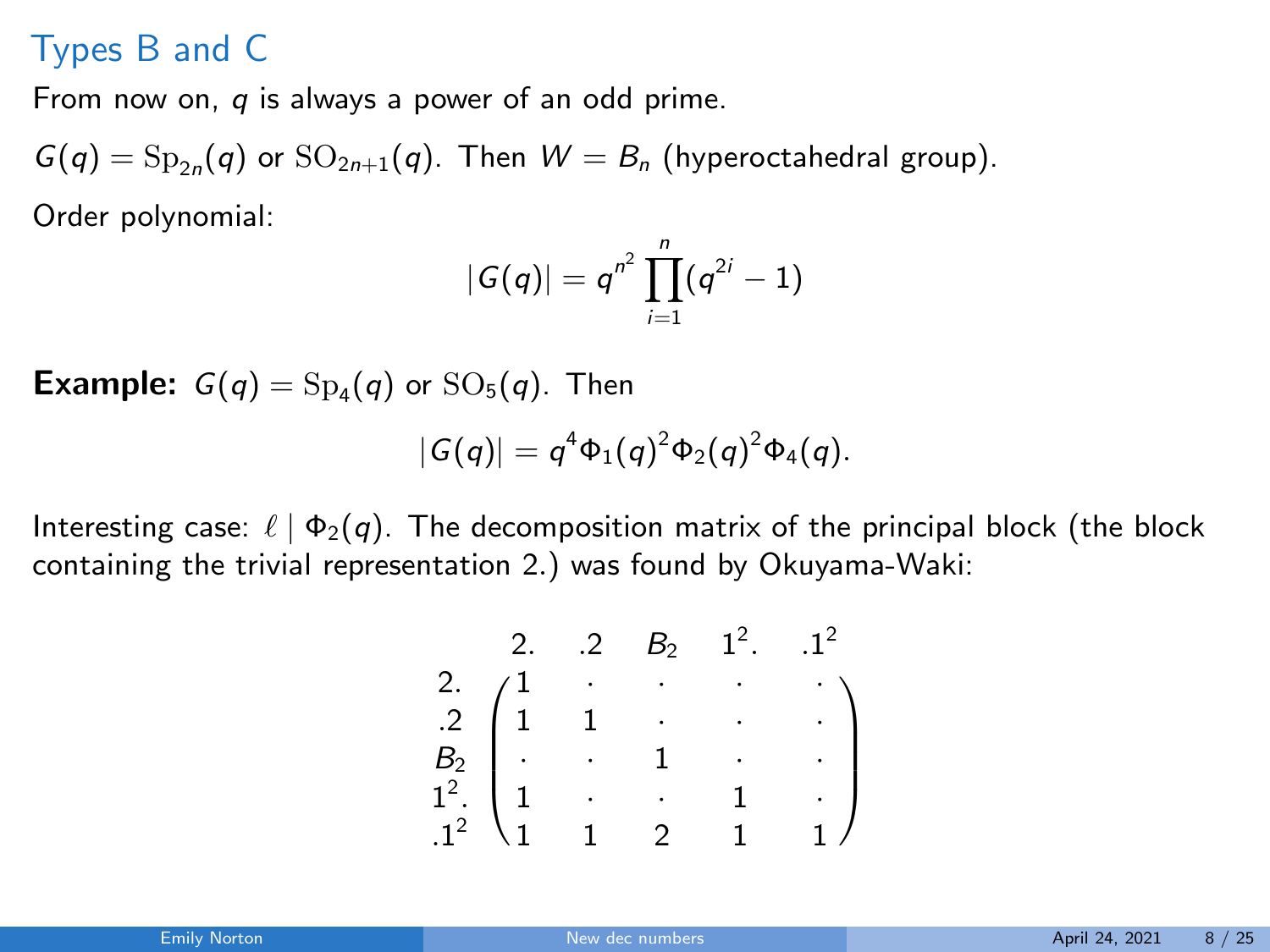## Types B and C

From now on, $q$ is always a power of an odd prime.

$G(q) = \mathrm{Sp}_{2n}(q)$ or $\mathrm{SO}_{2n+1}(q)$. Then $W = B_n$ (hyperoctahedral group).

Order polynomial:

$$|G(q)| = q^{n^2} \prod_{i=1}^{n} (q^{2i} - 1)$$

**Example:** $G(q) = \mathrm{Sp}_4(q)$ or $\mathrm{SO}_5(q)$. Then

$$|G(q)| = q^4 \Phi_1(q)^2 \Phi_2(q)^2 \Phi_4(q).$$

Interesting case: $\ell \mid \Phi_2(q)$. The decomposition matrix of the principal block (the block containing the trivial representation 2.) was found by Okuyama-Waki:

$$\begin{array}{c} \\ 2. \\ .2 \\ B_2 \\ 1^2. \\ .1^2 \end{array} \begin{array}{c} \begin{array}{ccccc} 2. & .2 & B_2 & 1^2. & .1^2 \end{array} \\ \begin{pmatrix} 1 & \cdot & \cdot & \cdot & \cdot \\ 1 & 1 & \cdot & \cdot & \cdot \\ \cdot & \cdot & 1 & \cdot & \cdot \\ 1 & \cdot & \cdot & 1 & \cdot \\ 1 & 1 & 2 & 1 & 1 \end{pmatrix} \end{array}$$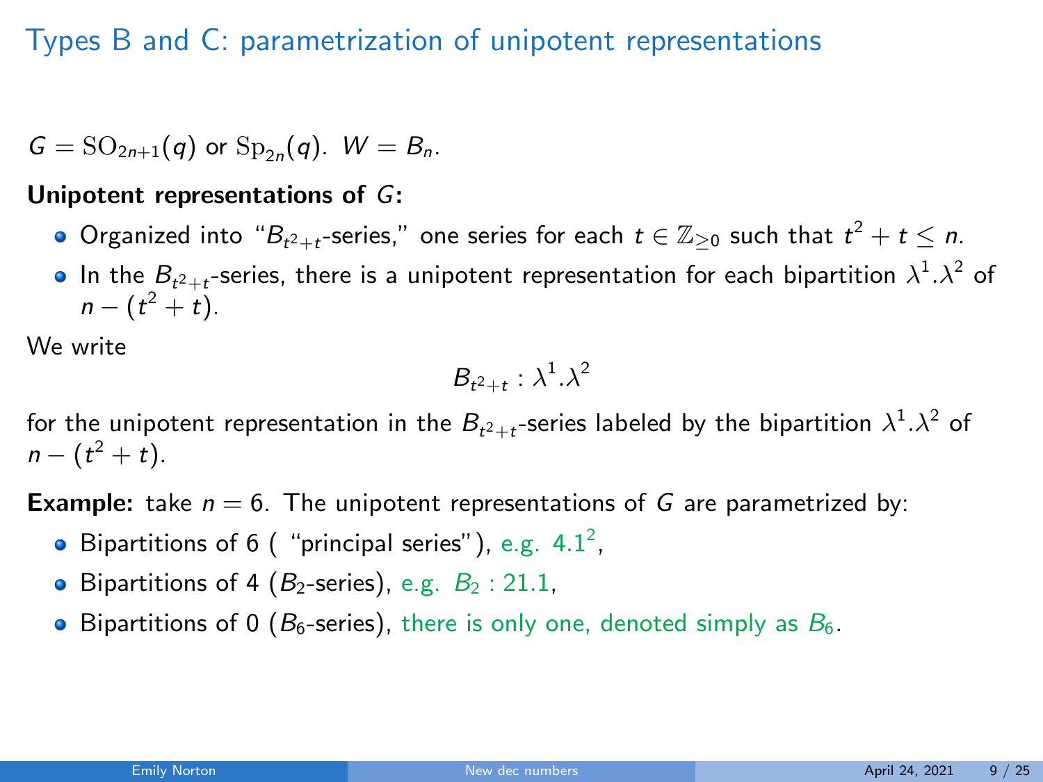## Types B and C: parametrization of unipotent representations

$G = \mathrm{SO}_{2n+1}(q)$ or $\mathrm{Sp}_{2n}(q)$. $W = B_n$.

**Unipotent representations of $G$:**

- Organized into "$B_{t^2+t}$-series," one series for each $t \in \mathbb{Z}_{\geq 0}$ such that $t^2 + t \leq n$.
- In the $B_{t^2+t}$-series, there is a unipotent representation for each bipartition $\lambda^1.\lambda^2$ of $n - (t^2 + t)$.

We write

$$B_{t^2+t} : \lambda^1.\lambda^2$$

for the unipotent representation in the $B_{t^2+t}$-series labeled by the bipartition $\lambda^1.\lambda^2$ of $n - (t^2 + t)$.

**Example:** take $n = 6$. The unipotent representations of $G$ are parametrized by:

- Bipartitions of 6 ( "principal series"), e.g. $4.1^2$,
- Bipartitions of 4 ($B_2$-series), e.g. $B_2 : 21.1$,
- Bipartitions of 0 ($B_6$-series), there is only one, denoted simply as $B_6$.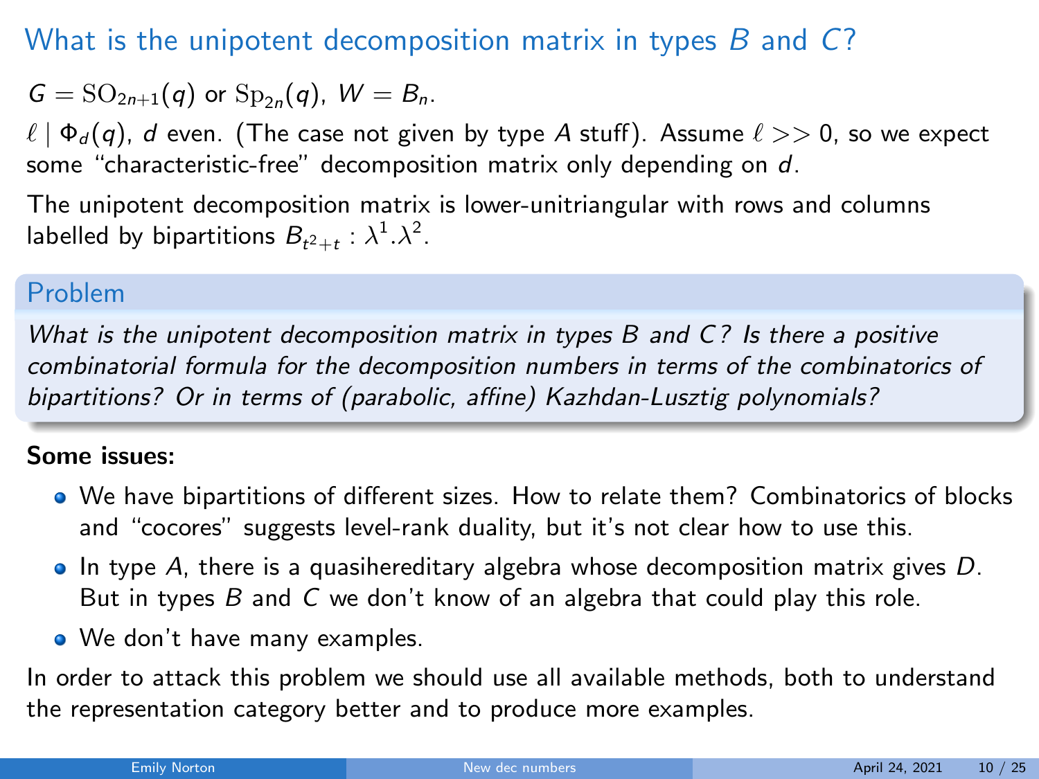# What is the unipotent decomposition matrix in types $B$ and $C$?

$G = \mathrm{SO}_{2n+1}(q)$ or $\mathrm{Sp}_{2n}(q)$, $W = B_n$.

$\ell \mid \Phi_d(q)$, $d$ even. (The case not given by type $A$ stuff). Assume $\ell >> 0$, so we expect some "characteristic-free" decomposition matrix only depending on $d$.

The unipotent decomposition matrix is lower-unitriangular with rows and columns labelled by bipartitions $B_{t^2+t} : \lambda^1.\lambda^2$.

## Problem

*What is the unipotent decomposition matrix in types $B$ and $C$? Is there a positive combinatorial formula for the decomposition numbers in terms of the combinatorics of bipartitions? Or in terms of (parabolic, affine) Kazhdan-Lusztig polynomials?*

**Some issues:**

- We have bipartitions of different sizes. How to relate them? Combinatorics of blocks and "cocores" suggests level-rank duality, but it's not clear how to use this.
- In type $A$, there is a quasihereditary algebra whose decomposition matrix gives $D$. But in types $B$ and $C$ we don't know of an algebra that could play this role.
- We don't have many examples.

In order to attack this problem we should use all available methods, both to understand the representation category better and to produce more examples.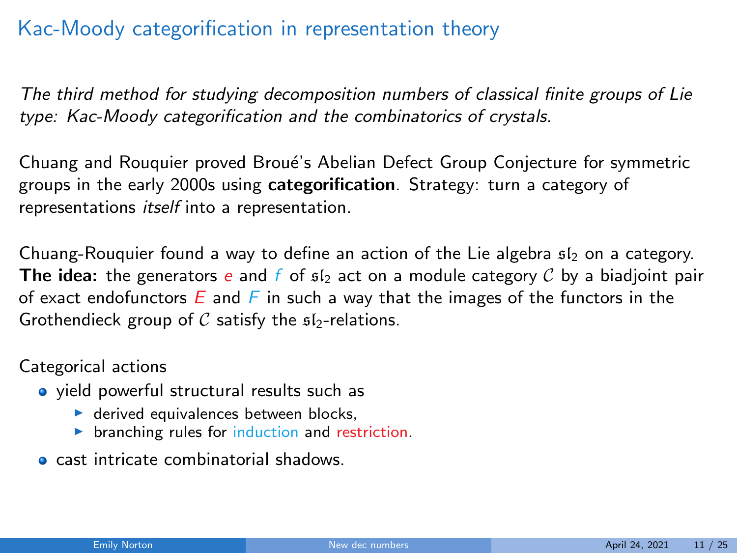# Kac-Moody categorification in representation theory

*The third method for studying decomposition numbers of classical finite groups of Lie type: Kac-Moody categorification and the combinatorics of crystals.*

Chuang and Rouquier proved Broué's Abelian Defect Group Conjecture for symmetric groups in the early 2000s using **categorification**. Strategy: turn a category of representations *itself* into a representation.

Chuang-Rouquier found a way to define an action of the Lie algebra $\mathfrak{sl}_2$ on a category. **The idea:** the generators $e$ and $f$ of $\mathfrak{sl}_2$ act on a module category $\mathcal{C}$ by a biadjoint pair of exact endofunctors $E$ and $F$ in such a way that the images of the functors in the Grothendieck group of $\mathcal{C}$ satisfy the $\mathfrak{sl}_2$-relations.

Categorical actions

- yield powerful structural results such as
  - derived equivalences between blocks,
  - branching rules for induction and restriction.
- cast intricate combinatorial shadows.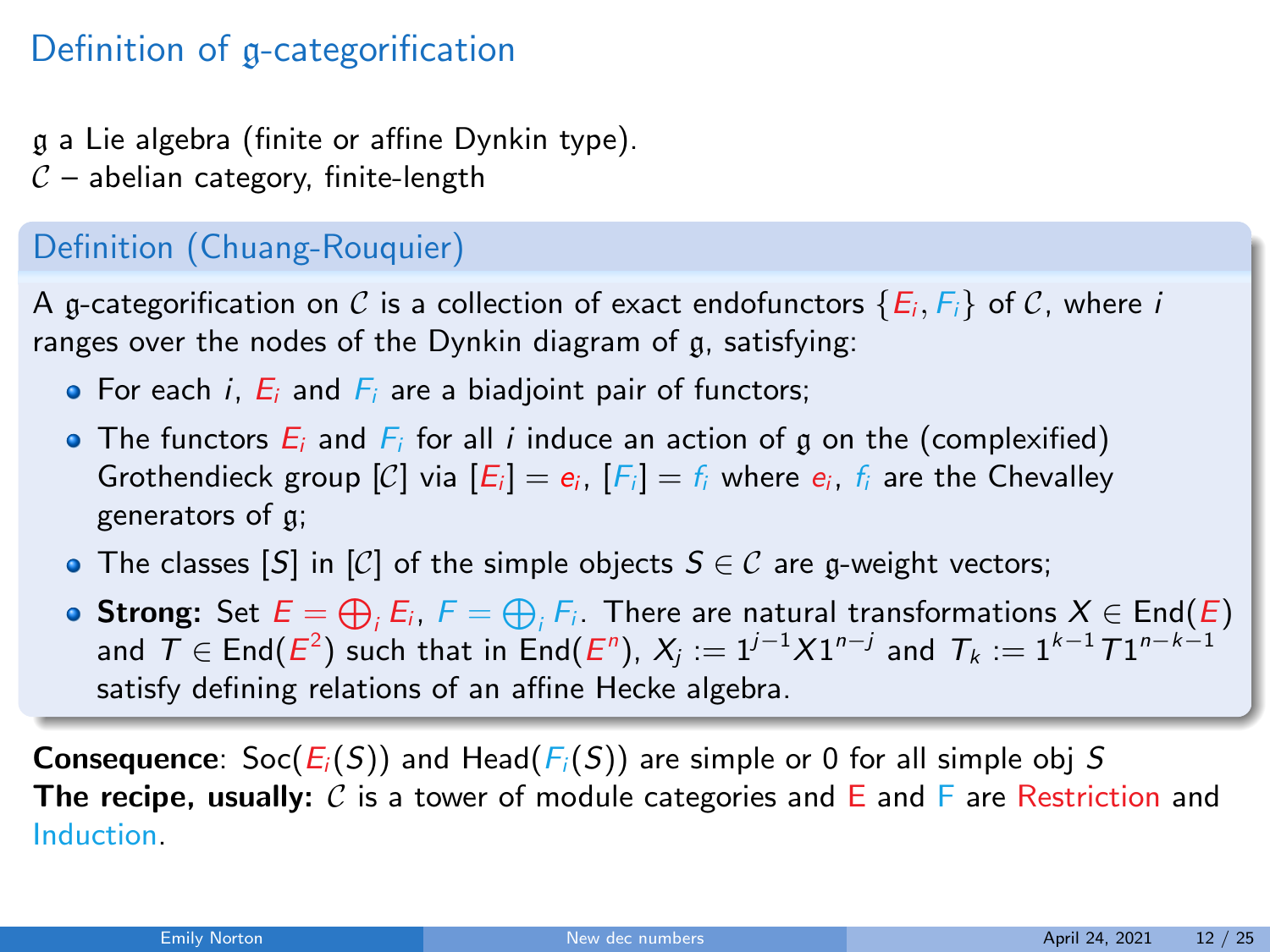# Definition of $\mathfrak{g}$-categorification

$\mathfrak{g}$ a Lie algebra (finite or affine Dynkin type).
$\mathcal{C}$ – abelian category, finite-length

### Definition (Chuang-Rouquier)

A $\mathfrak{g}$-categorification on $\mathcal{C}$ is a collection of exact endofunctors $\{E_i, F_i\}$ of $\mathcal{C}$, where $i$ ranges over the nodes of the Dynkin diagram of $\mathfrak{g}$, satisfying:

- For each $i$, $E_i$ and $F_i$ are a biadjoint pair of functors;
- The functors $E_i$ and $F_i$ for all $i$ induce an action of $\mathfrak{g}$ on the (complexified) Grothendieck group $[\mathcal{C}]$ via $[E_i] = e_i$, $[F_i] = f_i$ where $e_i$, $f_i$ are the Chevalley generators of $\mathfrak{g}$;
- The classes $[S]$ in $[\mathcal{C}]$ of the simple objects $S \in \mathcal{C}$ are $\mathfrak{g}$-weight vectors;
- **Strong:** Set $E = \bigoplus_i E_i$, $F = \bigoplus_i F_i$. There are natural transformations $X \in \mathrm{End}(E)$ and $T \in \mathrm{End}(E^2)$ such that in $\mathrm{End}(E^n)$, $X_j := 1^{j-1}X1^{n-j}$ and $T_k := 1^{k-1}T1^{n-k-1}$ satisfy defining relations of an affine Hecke algebra.

**Consequence**: $\mathrm{Soc}(E_i(S))$ and $\mathrm{Head}(F_i(S))$ are simple or 0 for all simple obj $S$
**The recipe, usually:** $\mathcal{C}$ is a tower of module categories and E and F are Restriction and Induction.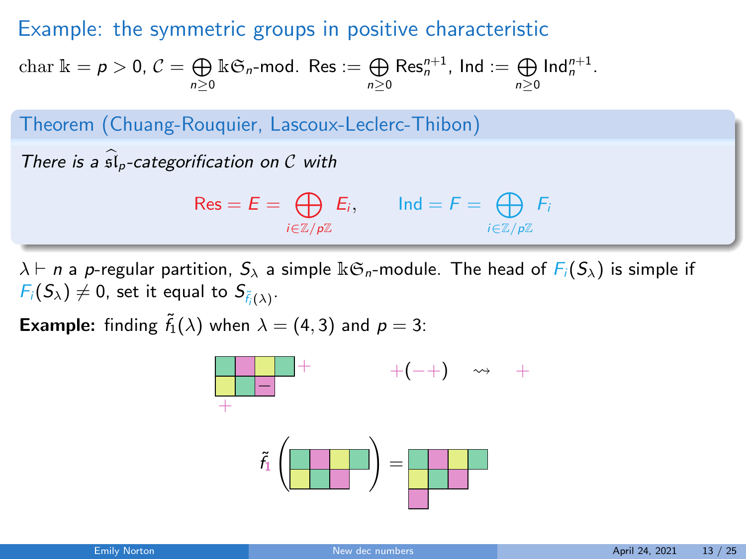# Example: the symmetric groups in positive characteristic

$\operatorname{char} \Bbbk = p > 0$, $\mathcal{C} = \bigoplus_{n \geq 0} \Bbbk\mathfrak{S}_n\text{-mod}$. $\mathsf{Res} := \bigoplus_{n \geq 0} \mathsf{Res}_n^{n+1}$, $\mathsf{Ind} := \bigoplus_{n \geq 0} \mathsf{Ind}_n^{n+1}$.

**Theorem (Chuang-Rouquier, Lascoux-Leclerc-Thibon)**

*There is a $\widehat{\mathfrak{sl}}_p$-categorification on $\mathcal{C}$ with*

$$\mathsf{Res} = E = \bigoplus_{i \in \mathbb{Z}/p\mathbb{Z}} E_i, \qquad \mathsf{Ind} = F = \bigoplus_{i \in \mathbb{Z}/p\mathbb{Z}} F_i$$

$\lambda \vdash n$ a $p$-regular partition, $S_\lambda$ a simple $\Bbbk\mathfrak{S}_n$-module. The head of $F_i(S_\lambda)$ is simple if $F_i(S_\lambda) \neq 0$, set it equal to $S_{\tilde{f}_i(\lambda)}$.

**Example:** finding $\tilde{f}_1(\lambda)$ when $\lambda = (4, 3)$ and $p = 3$:

$$+(-+) \quad \rightsquigarrow \quad +$$

$$\tilde{f}_1\big((4,3)\big) = (4,3,1)$$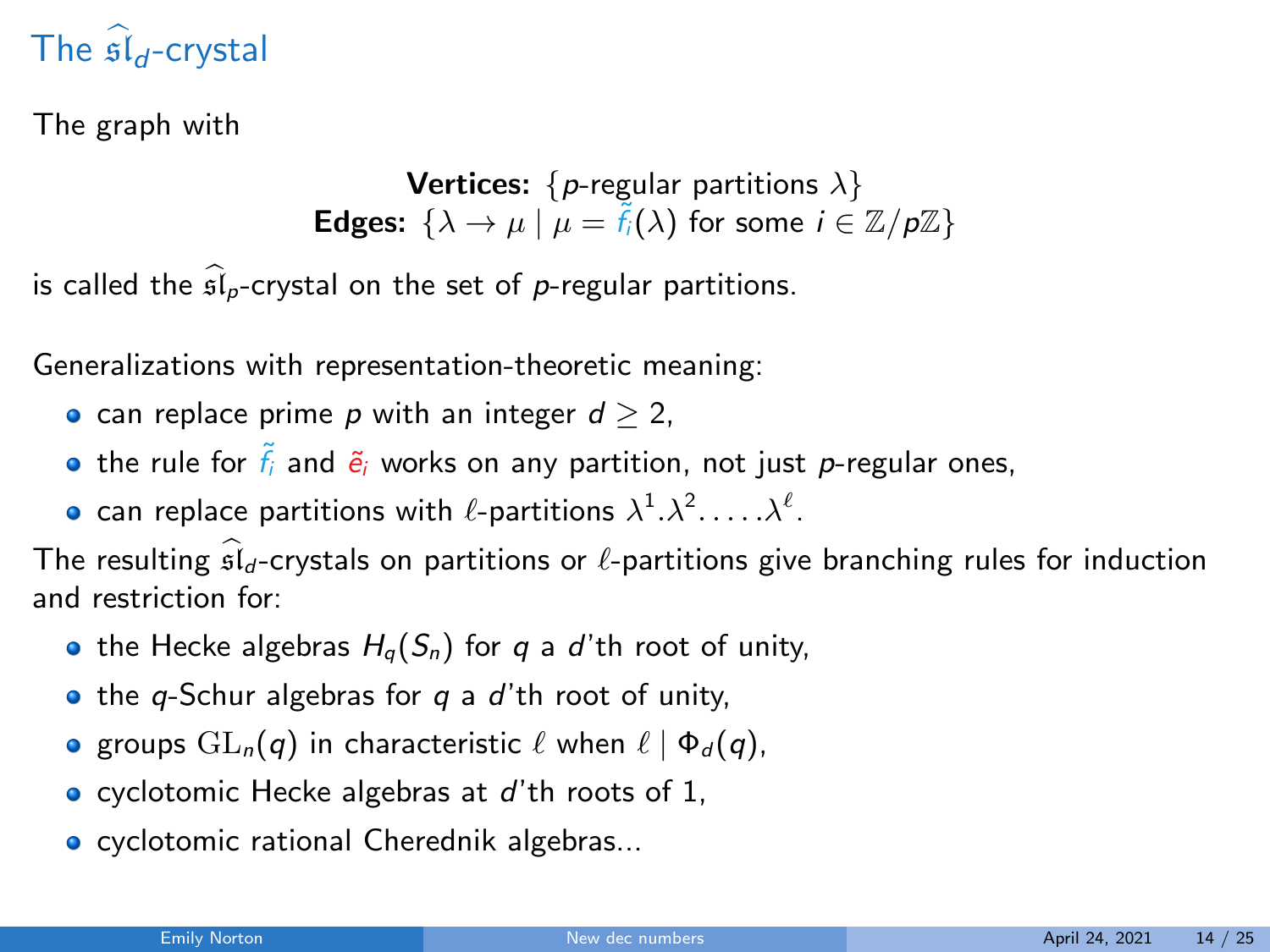# The $\widehat{\mathfrak{sl}}_d$-crystal

The graph with

$$\textbf{Vertices: } \{p\text{-regular partitions } \lambda\}$$
$$\textbf{Edges: } \{\lambda \to \mu \mid \mu = \tilde{f}_i(\lambda) \text{ for some } i \in \mathbb{Z}/p\mathbb{Z}\}$$

is called the $\widehat{\mathfrak{sl}}_p$-crystal on the set of $p$-regular partitions.

Generalizations with representation-theoretic meaning:

- can replace prime $p$ with an integer $d \geq 2$,
- the rule for $\tilde{f}_i$ and $\tilde{e}_i$ works on any partition, not just $p$-regular ones,
- can replace partitions with $\ell$-partitions $\lambda^1.\lambda^2.\ldots.\lambda^\ell$.

The resulting $\widehat{\mathfrak{sl}}_d$-crystals on partitions or $\ell$-partitions give branching rules for induction and restriction for:

- the Hecke algebras $H_q(S_n)$ for $q$ a $d$'th root of unity,
- the $q$-Schur algebras for $q$ a $d$'th root of unity,
- groups $\mathrm{GL}_n(q)$ in characteristic $\ell$ when $\ell \mid \Phi_d(q)$,
- cyclotomic Hecke algebras at $d$'th roots of 1,
- cyclotomic rational Cherednik algebras...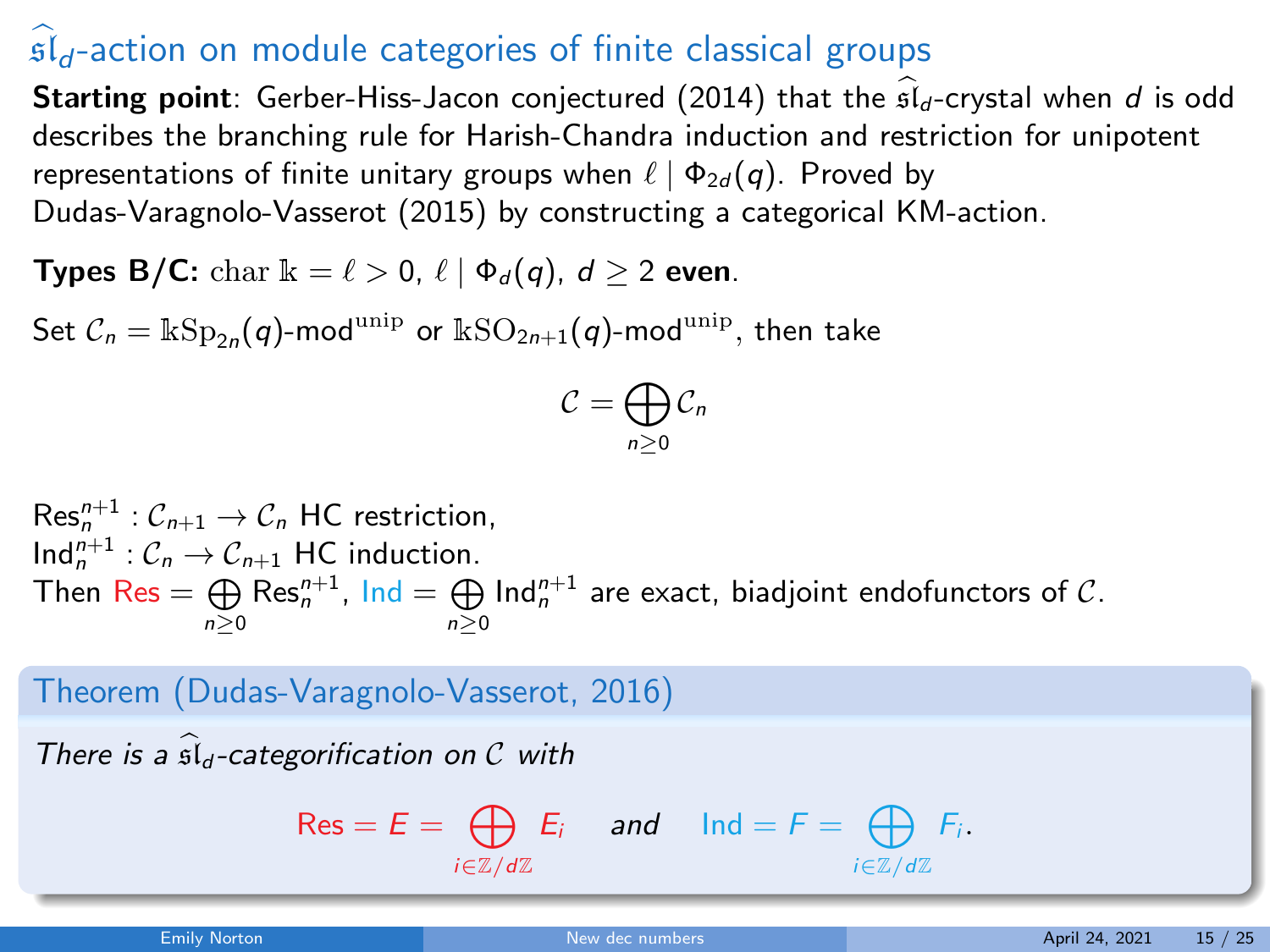# $\widehat{\mathfrak{sl}}_d$-action on module categories of finite classical groups

**Starting point**: Gerber-Hiss-Jacon conjectured (2014) that the $\widehat{\mathfrak{sl}}_d$-crystal when $d$ is odd describes the branching rule for Harish-Chandra induction and restriction for unipotent representations of finite unitary groups when $\ell \mid \Phi_{2d}(q)$. Proved by Dudas-Varagnolo-Vasserot (2015) by constructing a categorical KM-action.

**Types B/C:** $\mathrm{char}\, \Bbbk = \ell > 0$, $\ell \mid \Phi_d(q)$, $d \geq 2$ **even**.

Set $\mathcal{C}_n = \Bbbk\mathrm{Sp}_{2n}(q)\text{-mod}^{\mathrm{unip}}$ or $\Bbbk\mathrm{SO}_{2n+1}(q)\text{-mod}^{\mathrm{unip}}$, then take

$$\mathcal{C} = \bigoplus_{n \geq 0} \mathcal{C}_n$$

$\mathrm{Res}_n^{n+1} : \mathcal{C}_{n+1} \to \mathcal{C}_n$ HC restriction,
$\mathrm{Ind}_n^{n+1} : \mathcal{C}_n \to \mathcal{C}_{n+1}$ HC induction.
Then $\mathrm{Res} = \bigoplus_{n \geq 0} \mathrm{Res}_n^{n+1}$, $\mathrm{Ind} = \bigoplus_{n \geq 0} \mathrm{Ind}_n^{n+1}$ are exact, biadjoint endofunctors of $\mathcal{C}$.

**Theorem (Dudas-Varagnolo-Vasserot, 2016)**

*There is a $\widehat{\mathfrak{sl}}_d$-categorification on $\mathcal{C}$ with*

$$\mathrm{Res} = E = \bigoplus_{i \in \mathbb{Z}/d\mathbb{Z}} E_i \quad \text{and} \quad \mathrm{Ind} = F = \bigoplus_{i \in \mathbb{Z}/d\mathbb{Z}} F_i.$$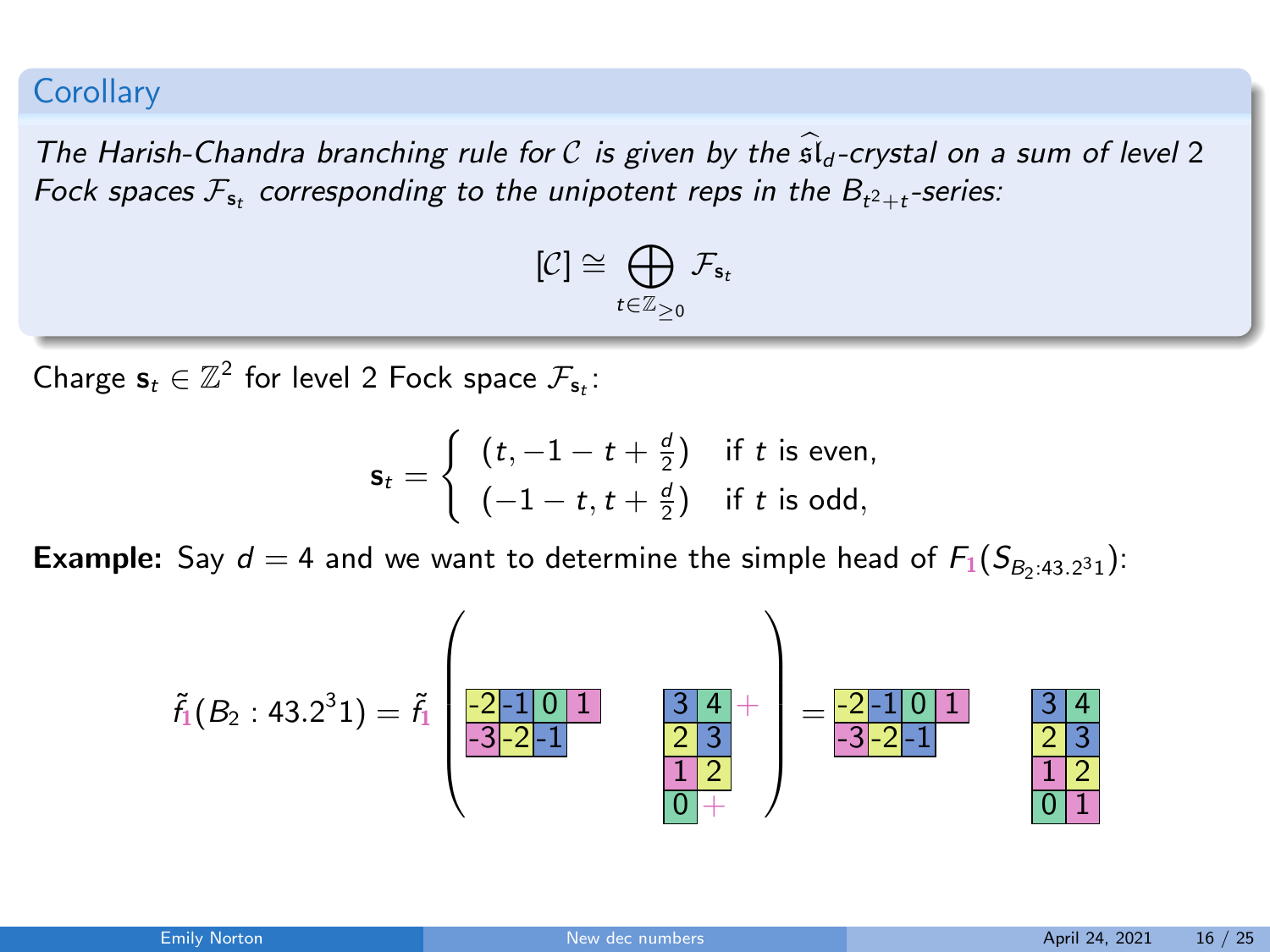## Corollary

*The Harish-Chandra branching rule for $\mathcal{C}$ is given by the $\widehat{\mathfrak{sl}}_d$-crystal on a sum of level 2 Fock spaces $\mathcal{F}_{\mathbf{s}_t}$ corresponding to the unipotent reps in the $B_{t^2+t}$-series:*

$$[\mathcal{C}] \cong \bigoplus_{t \in \mathbb{Z}_{\geq 0}} \mathcal{F}_{\mathbf{s}_t}$$

Charge $\mathbf{s}_t \in \mathbb{Z}^2$ for level 2 Fock space $\mathcal{F}_{\mathbf{s}_t}$:

$$\mathbf{s}_t = \begin{cases} (t, -1 - t + \frac{d}{2}) & \text{if } t \text{ is even,} \\ (-1 - t, t + \frac{d}{2}) & \text{if } t \text{ is odd,} \end{cases}$$

**Example:** Say $d = 4$ and we want to determine the simple head of $F_1(S_{B_2:43.2^31})$:

$$\tilde{f}_1(B_2 : 43.2^3 1) = \tilde{f}_1 \left( \begin{array}{cccc} -2 & -1 & 0 & 1 \\ -3 & -2 & -1 & \end{array} \quad \begin{array}{cc} 3 & 4 \; + \\ 2 & 3 \\ 1 & 2 \\ 0 & + \end{array} \right) = \begin{array}{cccc} -2 & -1 & 0 & 1 \\ -3 & -2 & -1 & \end{array} \quad \begin{array}{cc} 3 & 4 \\ 2 & 3 \\ 1 & 2 \\ 0 & 1 \end{array}$$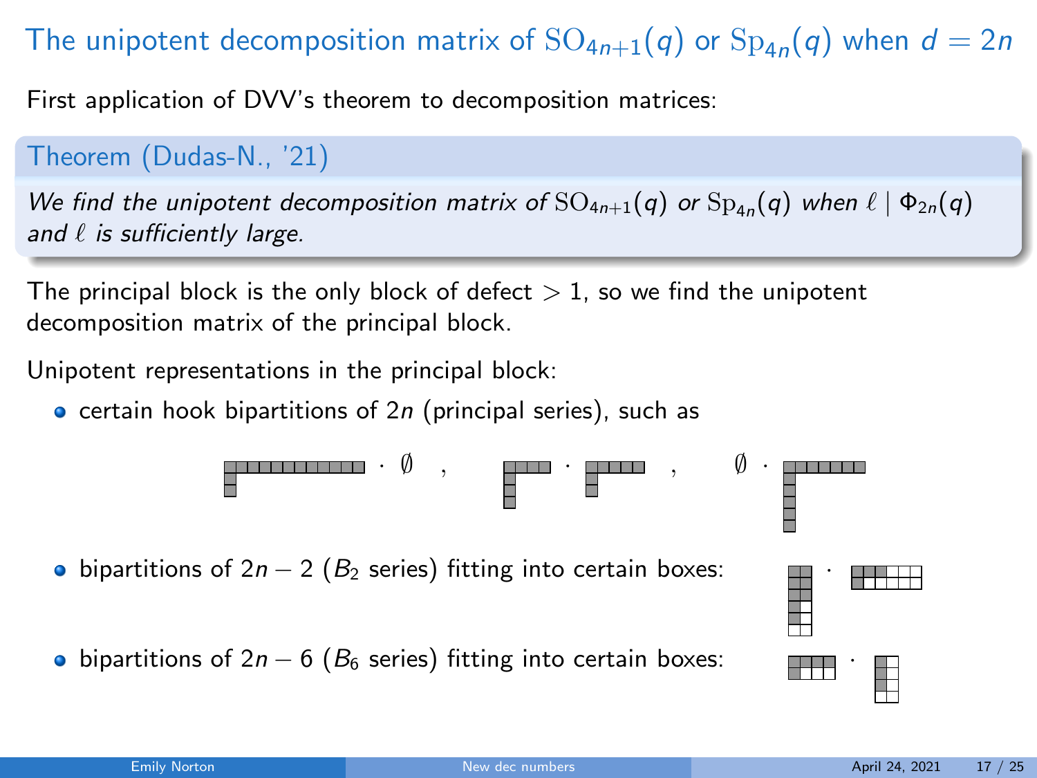# The unipotent decomposition matrix of $\mathrm{SO}_{4n+1}(q)$ or $\mathrm{Sp}_{4n}(q)$ when $d = 2n$

First application of DVV's theorem to decomposition matrices:

**Theorem (Dudas-N., '21)**

*We find the unipotent decomposition matrix of $\mathrm{SO}_{4n+1}(q)$ or $\mathrm{Sp}_{4n}(q)$ when $\ell \mid \Phi_{2n}(q)$ and $\ell$ is sufficiently large.*

The principal block is the only block of defect $> 1$, so we find the unipotent decomposition matrix of the principal block.

Unipotent representations in the principal block:

- certain hook bipartitions of $2n$ (principal series), such as

  $(12,1,1) \cdot \emptyset \quad , \quad (4,1,1,1) \cdot (5,1) \quad , \quad \emptyset \cdot (7,1,1,1,1,1,1)$

- bipartitions of $2n-2$ ($B_2$ series) fitting into certain boxes:
- bipartitions of $2n-6$ ($B_6$ series) fitting into certain boxes: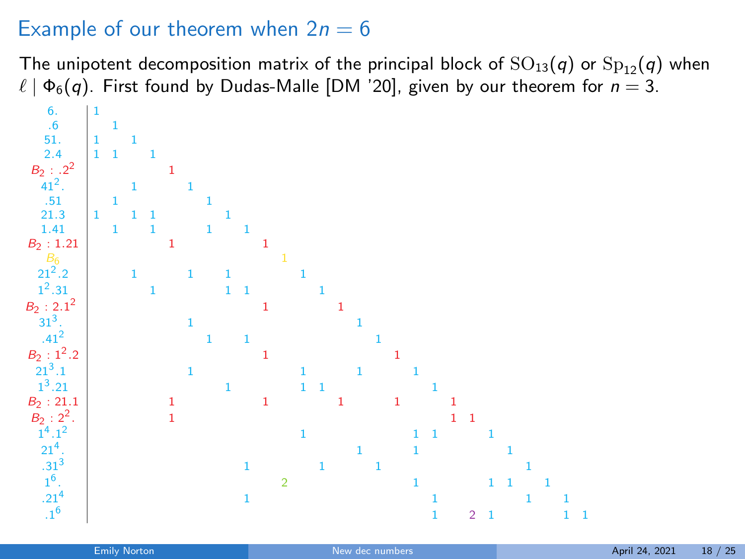# Example of our theorem when $2n = 6$

The unipotent decomposition matrix of the principal block of $\mathrm{SO}_{13}(q)$ or $\mathrm{Sp}_{12}(q)$ when $\ell \mid \Phi_6(q)$. First found by Dudas-Malle [DM '20], given by our theorem for $n = 3$.

| | | | | | | | | | | | | | | | | | | | | | | | | | | | |
|---|---|---|---|---|---|---|---|---|---|---|---|---|---|---|---|---|---|---|---|---|---|---|---|---|---|---|---|
| $6.$ | 1 | | | | | | | | | | | | | | | | | | | | | | | | | | |
| $.6$ | | 1 | | | | | | | | | | | | | | | | | | | | | | | | | |
| $51.$ | 1 | | 1 | | | | | | | | | | | | | | | | | | | | | | | | |
| $2.4$ | 1 | 1 | | 1 | | | | | | | | | | | | | | | | | | | | | | | |
| $B_2 : .2^2$ | | | | | 1 | | | | | | | | | | | | | | | | | | | | | | |
| $41^2.$ | | | 1 | | | 1 | | | | | | | | | | | | | | | | | | | | | |
| $.51$ | | 1 | | | | | 1 | | | | | | | | | | | | | | | | | | | | |
| $21.3$ | 1 | | 1 | 1 | | | | 1 | | | | | | | | | | | | | | | | | | | |
| $1.41$ | | 1 | | 1 | | | 1 | | 1 | | | | | | | | | | | | | | | | | | |
| $B_2 : 1.21$ | | | | | 1 | | | | | 1 | | | | | | | | | | | | | | | | | |
| $B_6$ | | | | | | | | | | | 1 | | | | | | | | | | | | | | | | |
| $21^2.2$ | | | 1 | | | 1 | | 1 | | | | 1 | | | | | | | | | | | | | | | |
| $1^2.31$ | | | | 1 | | | | 1 | 1 | | | | 1 | | | | | | | | | | | | | | |
| $B_2 : 2.1^2$ | | | | | | | | | | 1 | | | | 1 | | | | | | | | | | | | | |
| $31^3.$ | | | | | | 1 | | | | | | | | | 1 | | | | | | | | | | | | |
| $.41^2$ | | | | | | | 1 | | 1 | | | | | | | 1 | | | | | | | | | | | |
| $B_2 : 1^2.2$ | | | | | | | | | | 1 | | | | | | | 1 | | | | | | | | | | |
| $21^3.1$ | | | | | | 1 | | | | | | 1 | | | 1 | | | 1 | | | | | | | | | |
| $1^3.21$ | | | | | | | | 1 | | | | 1 | 1 | | | | | | 1 | | | | | | | | |
| $B_2 : 21.1$ | | | | | 1 | | | | | 1 | | | | 1 | | | 1 | | | 1 | | | | | | | |
| $B_2 : 2^2.$ | | | | | 1 | | | | | | | | | | | | | | | 1 | 1 | | | | | | |
| $1^4.1^2$ | | | | | | | | | | | | 1 | | | | | | 1 | 1 | | | 1 | | | | | |
| $21^4.$ | | | | | | | | | | | | | | | 1 | | | 1 | | | | | 1 | | | | |
| $.31^3$ | | | | | | | | | 1 | | | | 1 | | | 1 | | | | | | | | 1 | | | |
| $1^6.$ | | | | | | | | | | | 2 | | | | | | | 1 | | | | 1 | 1 | | 1 | | |
| $.21^4$ | | | | | | | | | 1 | | | | | | | | | | 1 | | | | | 1 | | 1 | |
| $.1^6$ | | | | | | | | | | | | | | | | | | | 1 | | 2 | 1 | | | | 1 | 1 |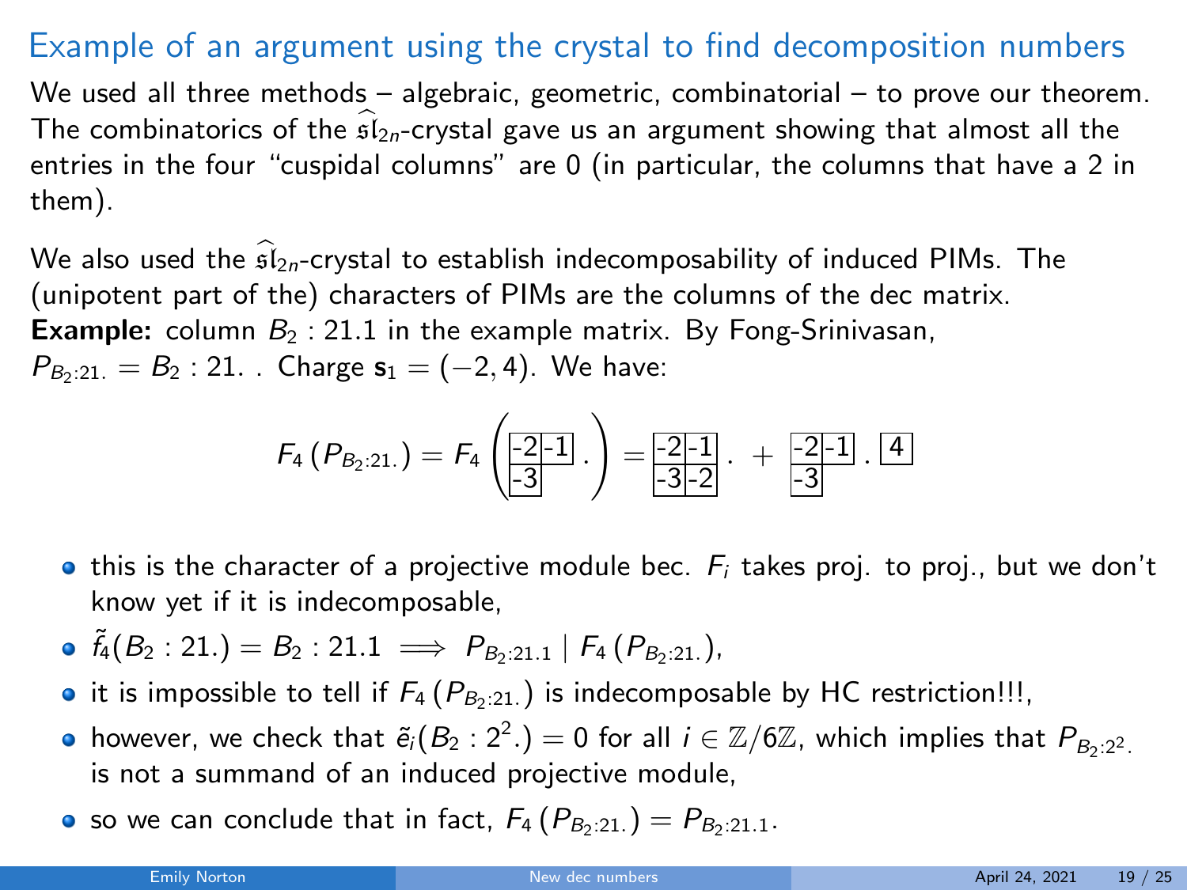## Example of an argument using the crystal to find decomposition numbers

We used all three methods – algebraic, geometric, combinatorial – to prove our theorem. The combinatorics of the $\widehat{\mathfrak{sl}}_{2n}$-crystal gave us an argument showing that almost all the entries in the four "cuspidal columns" are 0 (in particular, the columns that have a 2 in them).

We also used the $\widehat{\mathfrak{sl}}_{2n}$-crystal to establish indecomposability of induced PIMs. The (unipotent part of the) characters of PIMs are the columns of the dec matrix.
**Example:** column $B_2 : 21.1$ in the example matrix. By Fong-Srinivasan, $P_{B_2:21.} = B_2 : 21.$ . Charge $\mathbf{s}_1 = (-2, 4)$. We have:

$$F_4\left(P_{B_2:21.}\right) = F_4\left(\begin{array}{|c|c|}\hline -2 & -1 \\ \hline -3 & \\ \cline{1-1}\end{array}\ .\right) = \begin{array}{|c|c|}\hline -2 & -1 \\ \hline -3 & -2 \\ \hline\end{array}\ . \ + \ \begin{array}{|c|c|}\hline -2 & -1 \\ \hline -3 & \\ \cline{1-1}\end{array}\ .\ \begin{array}{|c|}\hline 4 \\ \hline\end{array}$$

- this is the character of a projective module bec. $F_i$ takes proj. to proj., but we don't know yet if it is indecomposable,
- $\tilde{f}_4(B_2 : 21.) = B_2 : 21.1 \implies P_{B_2:21.1} \mid F_4\left(P_{B_2:21.}\right)$,
- it is impossible to tell if $F_4\left(P_{B_2:21.}\right)$ is indecomposable by HC restriction!!!,
- however, we check that $\tilde{e}_i(B_2 : 2^2.) = 0$ for all $i \in \mathbb{Z}/6\mathbb{Z}$, which implies that $P_{B_2:2^2.}$ is not a summand of an induced projective module,
- so we can conclude that in fact, $F_4\left(P_{B_2:21.}\right) = P_{B_2:21.1}$.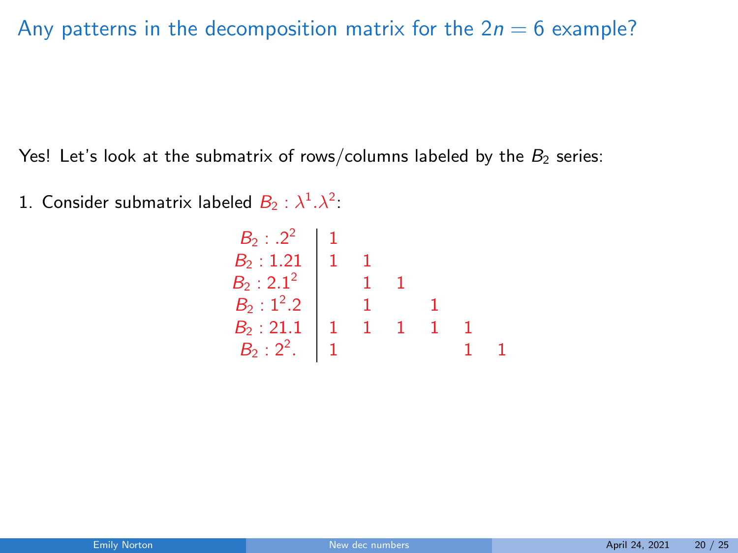# Any patterns in the decomposition matrix for the $2n = 6$ example?

Yes! Let's look at the submatrix of rows/columns labeled by the $B_2$ series:

1. Consider submatrix labeled $B_2 : \lambda^1.\lambda^2$:

| | | | | | | |
|---|---|---|---|---|---|---|
| $B_2 : .2^2$ | 1 | | | | | |
| $B_2 : 1.21$ | 1 | 1 | | | | |
| $B_2 : 2.1^2$ | | 1 | 1 | | | |
| $B_2 : 1^2.2$ | | 1 | | 1 | | |
| $B_2 : 21.1$ | 1 | 1 | 1 | 1 | 1 | |
| $B_2 : 2^2.$ | 1 | | | | 1 | 1 |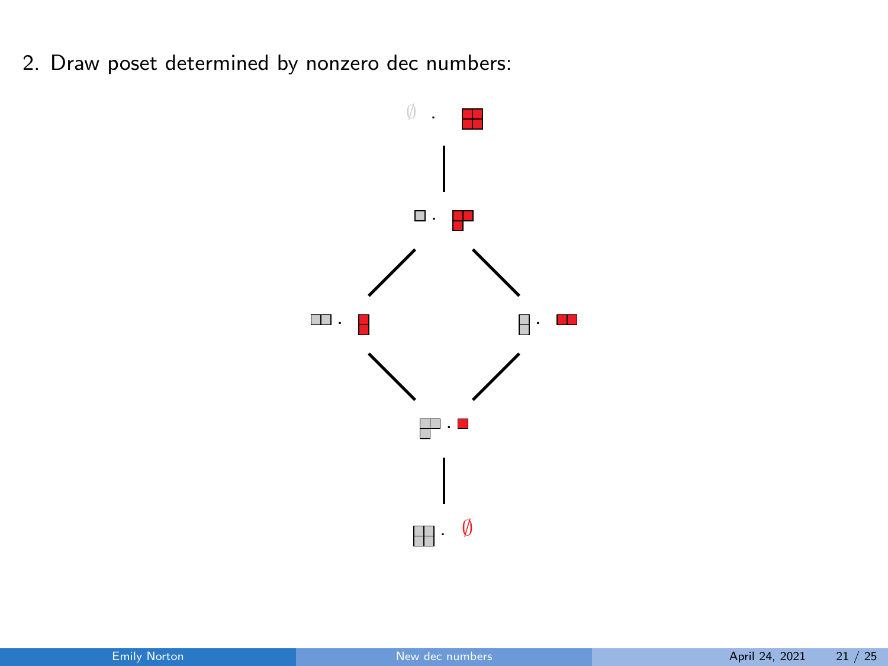2. Draw poset determined by nonzero dec numbers: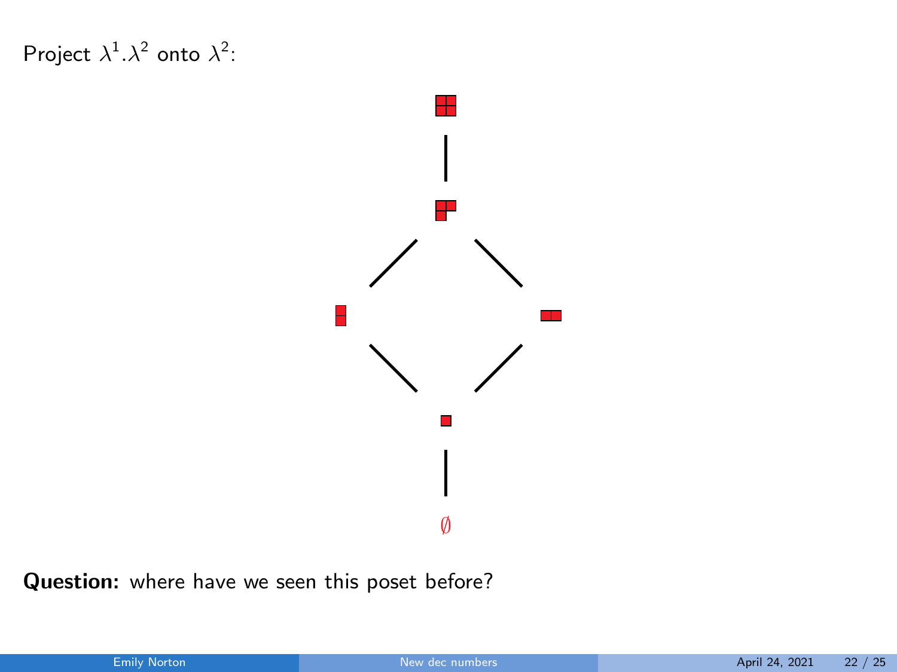Project $\lambda^1.\lambda^2$ onto $\lambda^2$:

$\emptyset$

**Question:** where have we seen this poset before?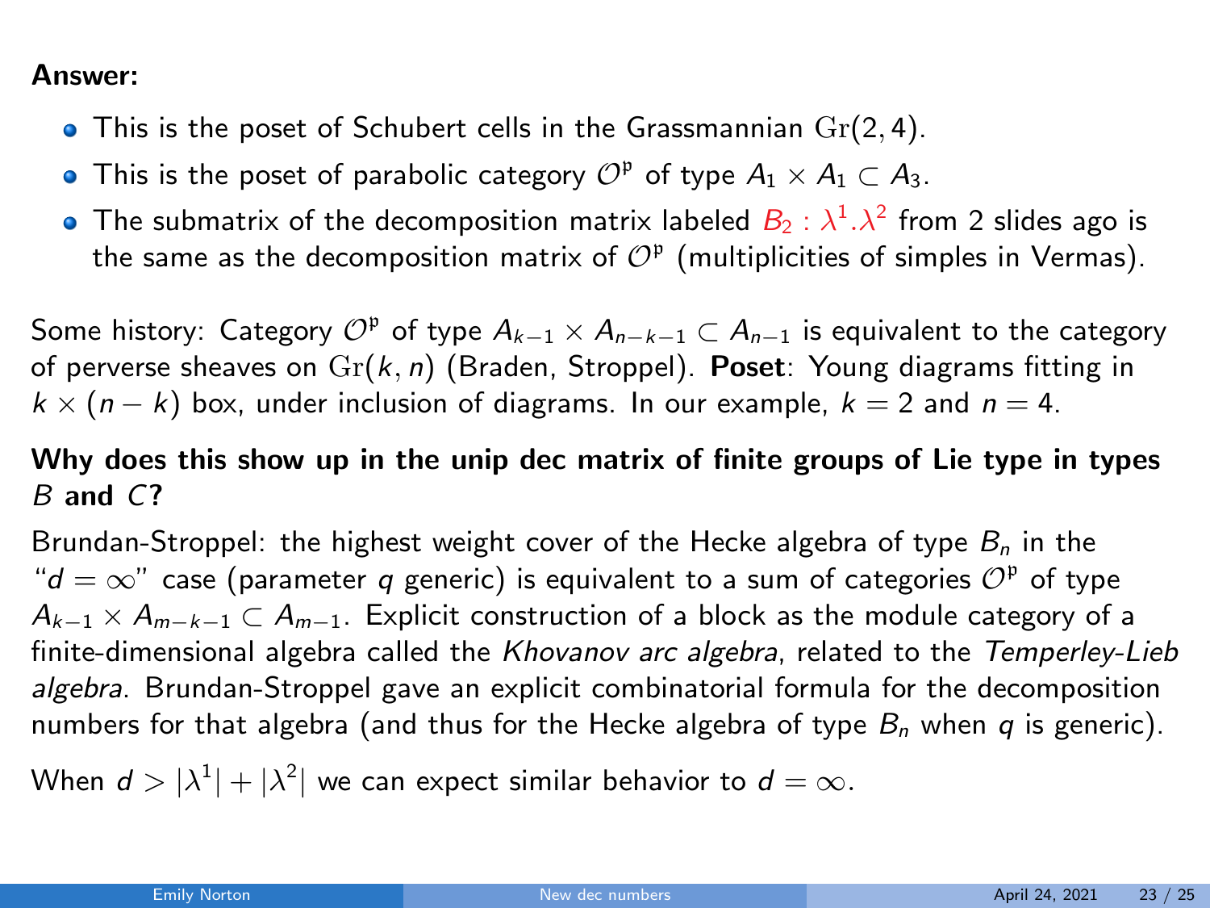**Answer:**

- This is the poset of Schubert cells in the Grassmannian $\mathrm{Gr}(2,4)$.
- This is the poset of parabolic category $\mathcal{O}^{\mathfrak{p}}$ of type $A_1 \times A_1 \subset A_3$.
- The submatrix of the decomposition matrix labeled $B_2 : \lambda^1.\lambda^2$ from 2 slides ago is the same as the decomposition matrix of $\mathcal{O}^{\mathfrak{p}}$ (multiplicities of simples in Vermas).

Some history: Category $\mathcal{O}^{\mathfrak{p}}$ of type $A_{k-1} \times A_{n-k-1} \subset A_{n-1}$ is equivalent to the category of perverse sheaves on $\mathrm{Gr}(k,n)$ (Braden, Stroppel). **Poset**: Young diagrams fitting in $k \times (n-k)$ box, under inclusion of diagrams. In our example, $k = 2$ and $n = 4$.

**Why does this show up in the unip dec matrix of finite groups of Lie type in types $B$ and $C$?**

Brundan-Stroppel: the highest weight cover of the Hecke algebra of type $B_n$ in the "$d = \infty$" case (parameter $q$ generic) is equivalent to a sum of categories $\mathcal{O}^{\mathfrak{p}}$ of type $A_{k-1} \times A_{m-k-1} \subset A_{m-1}$. Explicit construction of a block as the module category of a finite-dimensional algebra called the *Khovanov arc algebra*, related to the *Temperley-Lieb algebra*. Brundan-Stroppel gave an explicit combinatorial formula for the decomposition numbers for that algebra (and thus for the Hecke algebra of type $B_n$ when $q$ is generic).

When $d > |\lambda^1| + |\lambda^2|$ we can expect similar behavior to $d = \infty$.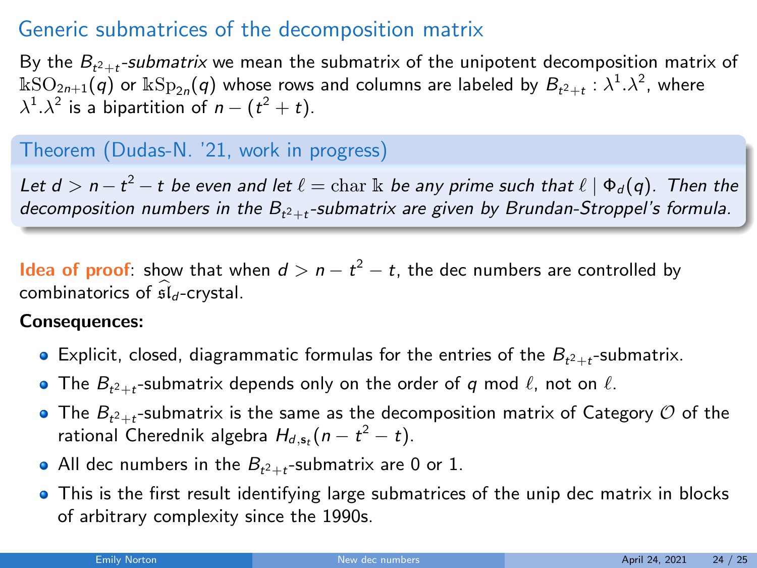## Generic submatrices of the decomposition matrix

By the $B_{t^2+t}$-*submatrix* we mean the submatrix of the unipotent decomposition matrix of $\Bbbk\mathrm{SO}_{2n+1}(q)$ or $\Bbbk\mathrm{Sp}_{2n}(q)$ whose rows and columns are labeled by $B_{t^2+t} : \lambda^1.\lambda^2$, where $\lambda^1.\lambda^2$ is a bipartition of $n - (t^2 + t)$.

### Theorem (Dudas-N. '21, work in progress)

*Let $d > n - t^2 - t$ be even and let $\ell = \mathrm{char}\,\Bbbk$ be any prime such that $\ell \mid \Phi_d(q)$. Then the decomposition numbers in the $B_{t^2+t}$-submatrix are given by Brundan-Stroppel's formula.*

**Idea of proof**: show that when $d > n - t^2 - t$, the dec numbers are controlled by combinatorics of $\widehat{\mathfrak{sl}}_d$-crystal.

**Consequences:**

- Explicit, closed, diagrammatic formulas for the entries of the $B_{t^2+t}$-submatrix.
- The $B_{t^2+t}$-submatrix depends only on the order of $q$ mod $\ell$, not on $\ell$.
- The $B_{t^2+t}$-submatrix is the same as the decomposition matrix of Category $\mathcal{O}$ of the rational Cherednik algebra $H_{d,\mathbf{s}_t}(n - t^2 - t)$.
- All dec numbers in the $B_{t^2+t}$-submatrix are 0 or 1.
- This is the first result identifying large submatrices of the unip dec matrix in blocks of arbitrary complexity since the 1990s.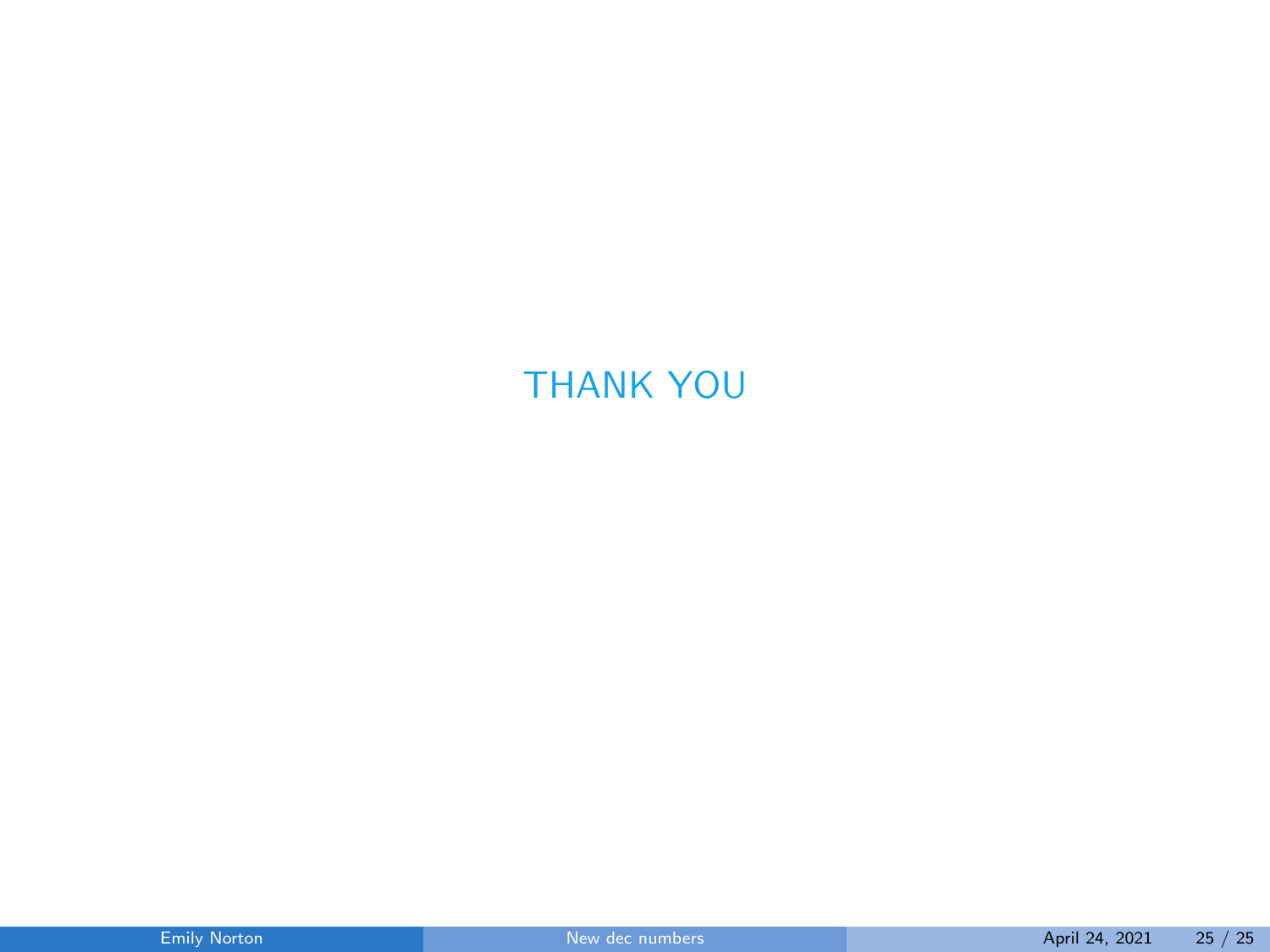THANK YOU